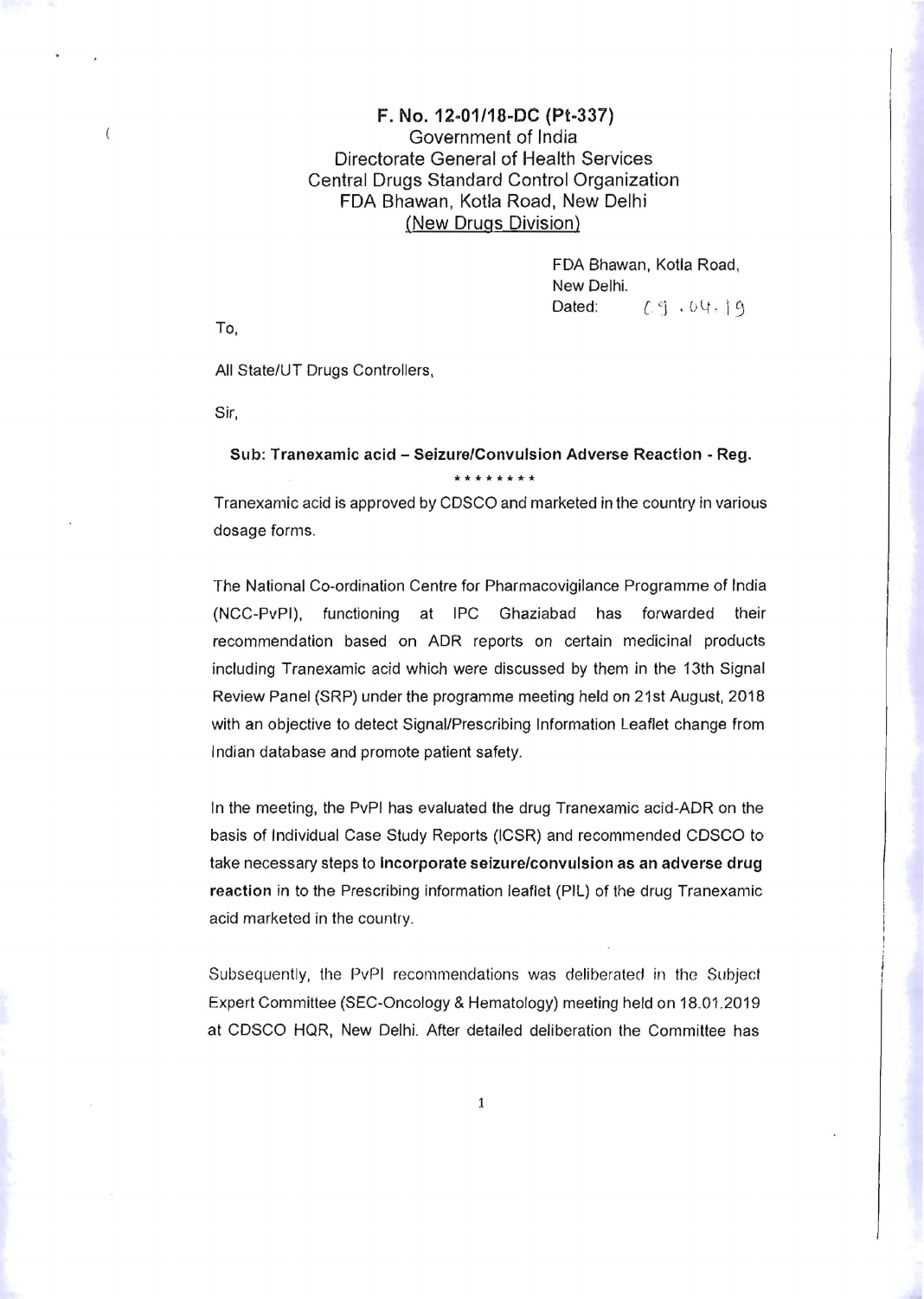**F. No. 12-01/18-DC (Pt-337)**
Government of India
Directorate General of Health Services
Central Drugs Standard Control Organization
FDA Bhawan, Kotla Road, New Delhi
<u>(New Drugs Division)</u>

FDA Bhawan, Kotla Road,
New Delhi.
Dated: 09.04.19

To,

All State/UT Drugs Controllers,

Sir,

**Sub: Tranexamic acid – Seizure/Convulsion Adverse Reaction - Reg.**

\*\*\*\*\*\*\*\*

Tranexamic acid is approved by CDSCO and marketed in the country in various dosage forms.

The National Co-ordination Centre for Pharmacovigilance Programme of India (NCC-PvPI), functioning at IPC Ghaziabad has forwarded their recommendation based on ADR reports on certain medicinal products including Tranexamic acid which were discussed by them in the 13th Signal Review Panel (SRP) under the programme meeting held on 21st August, 2018 with an objective to detect Signal/Prescribing Information Leaflet change from Indian database and promote patient safety.

In the meeting, the PvPI has evaluated the drug Tranexamic acid-ADR on the basis of Individual Case Study Reports (ICSR) and recommended CDSCO to take necessary steps to **incorporate seizure/convulsion as an adverse drug reaction** in to the Prescribing information leaflet (PIL) of the drug Tranexamic acid marketed in the country.

Subsequently, the PvPI recommendations was deliberated in the Subject Expert Committee (SEC-Oncology & Hematology) meeting held on 18.01.2019 at CDSCO HQR, New Delhi. After detailed deliberation the Committee has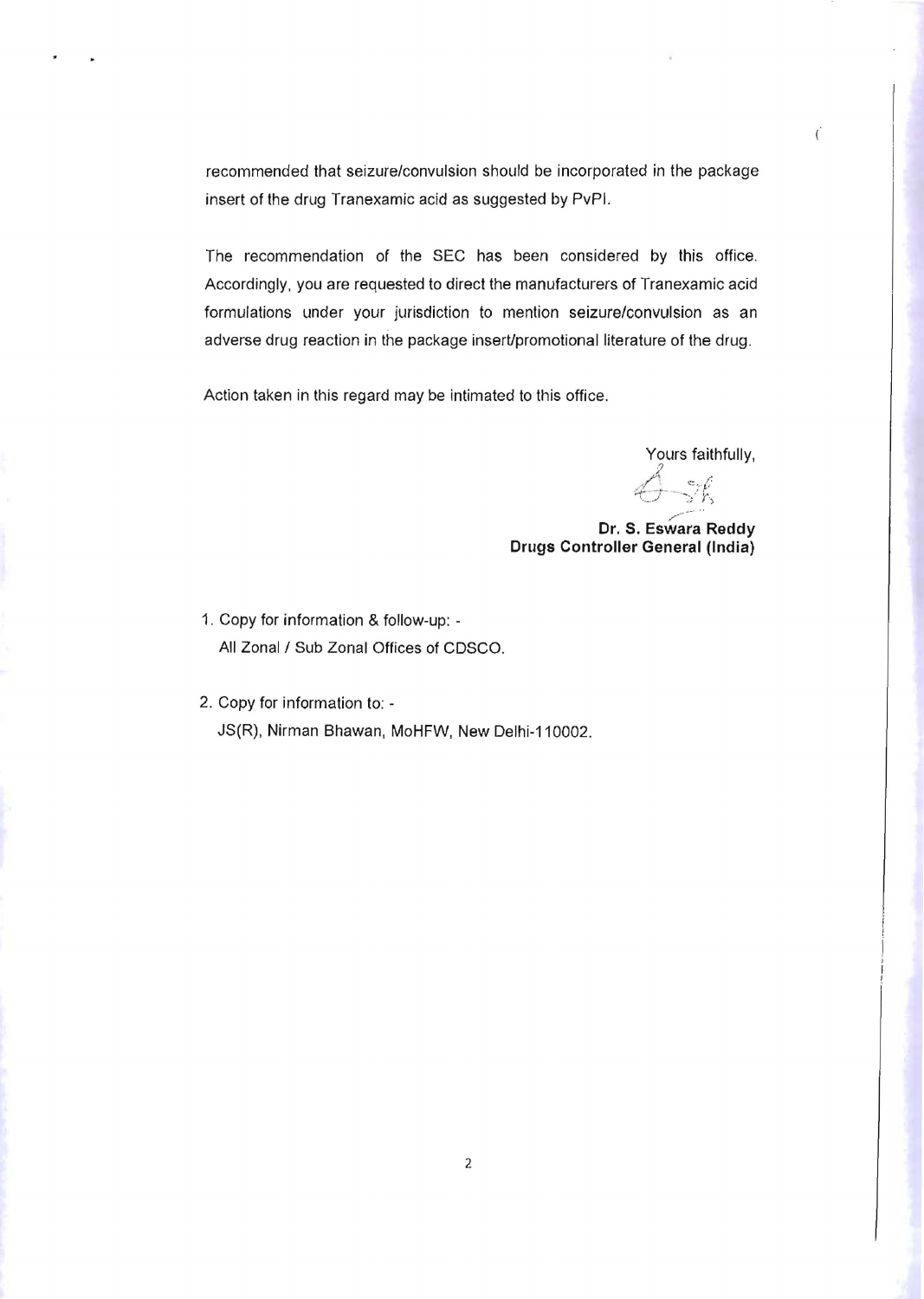recommended that seizure/convulsion should be incorporated in the package insert of the drug Tranexamic acid as suggested by PvPI.

The recommendation of the SEC has been considered by this office. Accordingly, you are requested to direct the manufacturers of Tranexamic acid formulations under your jurisdiction to mention seizure/convulsion as an adverse drug reaction in the package insert/promotional literature of the drug.

Action taken in this regard may be intimated to this office.

Yours faithfully,

**Dr. S. Eswara Reddy**
**Drugs Controller General (India)**

1. Copy for information & follow-up: -
   All Zonal / Sub Zonal Offices of CDSCO.

2. Copy for information to: -
   JS(R), Nirman Bhawan, MoHFW, New Delhi-110002.